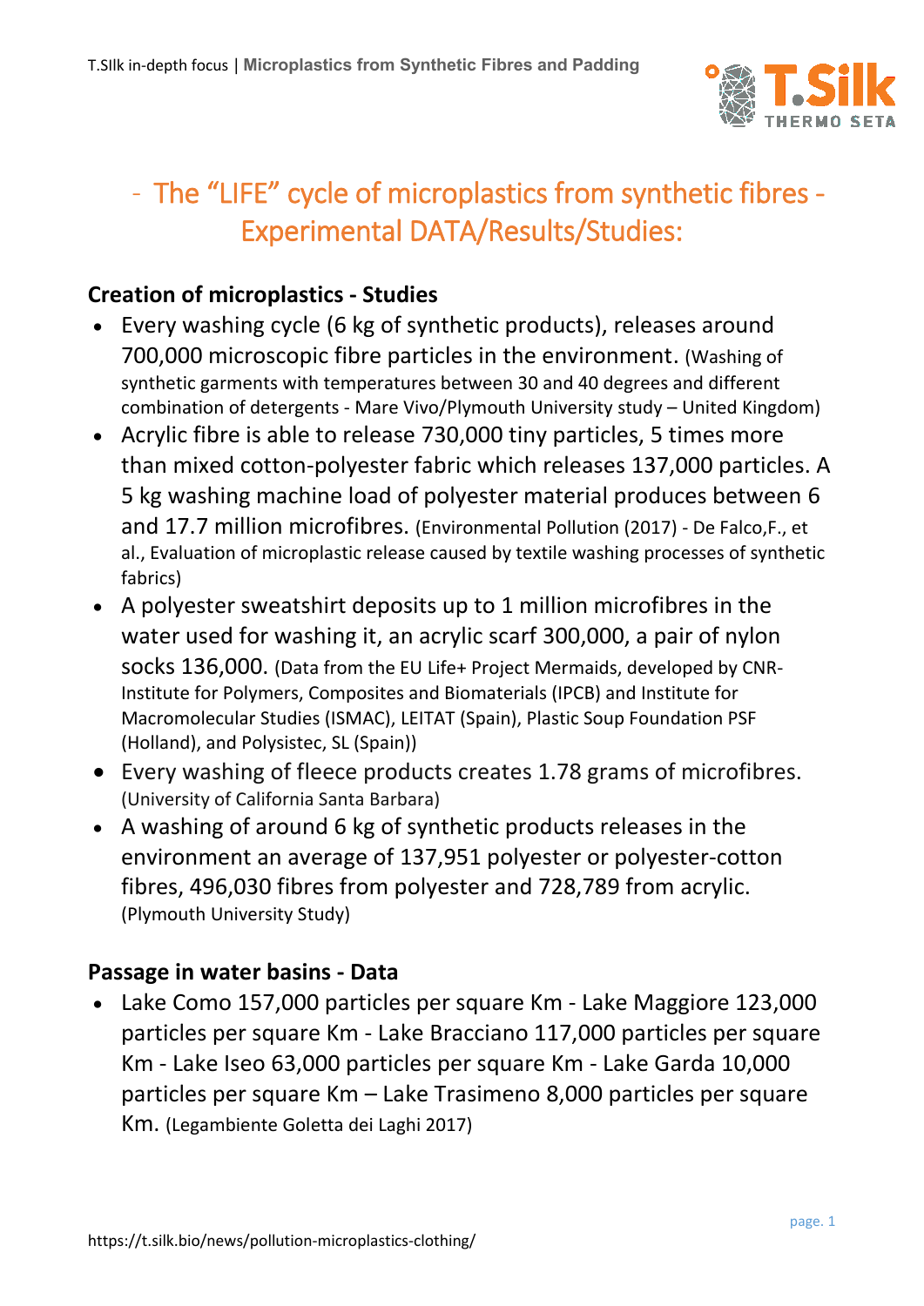# - The "LIFE" cycle of microplastics from synthetic fibres - Experimental DATA/Results/Studies:

## Creation of microplastics - Studies

- Every washing cycle (6 kg of synthetic products), releases around 700,000 microscopic fibre particles in the environment. (Washing of synthetic garments with temperatures between 30 and 40 degrees and different combination of detergents - Mare Vivo/Plymouth University study – United Kingdom)
- Acrylic fibre is able to release 730,000 tiny particles, 5 times more than mixed cotton-polyester fabric which releases 137,000 particles. A 5 kg washing machine load of polyester material produces between 6 and 17.7 million microfibres. (Environmental Pollution (2017) - De Falco,F., et al., Evaluation of microplastic release caused by textile washing processes of synthetic fabrics)
- A polyester sweatshirt deposits up to 1 million microfibres in the water used for washing it, an acrylic scarf 300,000, a pair of nylon socks 136,000. (Data from the EU Life+ Project Mermaids, developed by CNR-Institute for Polymers, Composites and Biomaterials (IPCB) and Institute for Macromolecular Studies (ISMAC), LEITAT (Spain), Plastic Soup Foundation PSF (Holland), and Polysistec, SL (Spain))
- Every washing of fleece products creates 1.78 grams of microfibres. (University of California Santa Barbara)
- A washing of around 6 kg of synthetic products releases in the environment an average of 137,951 polyester or polyester-cotton fibres, 496,030 fibres from polyester and 728,789 from acrylic. (Plymouth University Study)

## Passage in water basins - Data

- Lake Como 157,000 particles per square Km - Lake Maggiore 123,000 particles per square Km - Lake Bracciano 117,000 particles per square Km - Lake Iseo 63,000 particles per square Km - Lake Garda 10,000 particles per square Km – Lake Trasimeno 8,000 particles per square Km. (Legambiente Goletta dei Laghi 2017)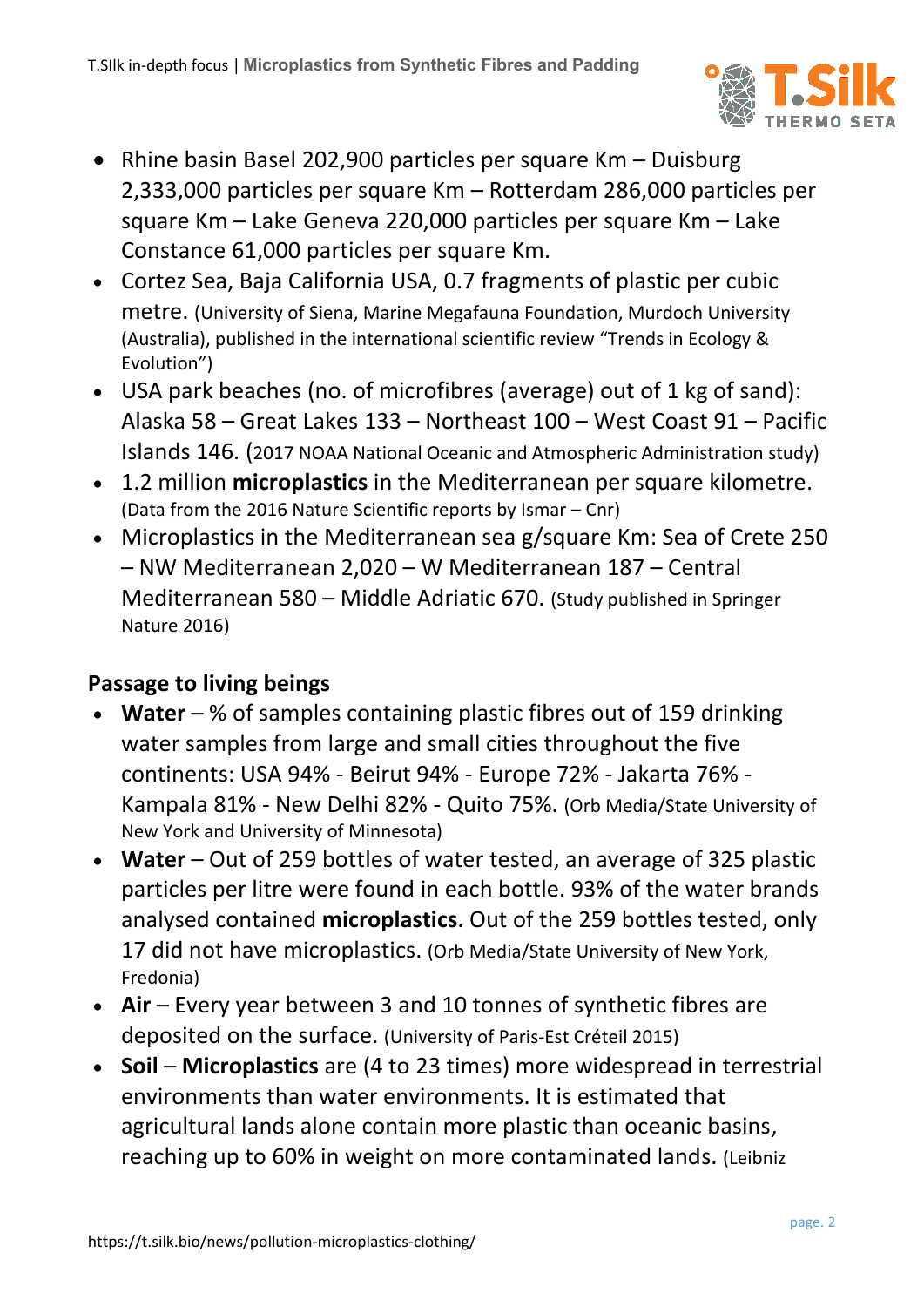- Rhine basin Basel 202,900 particles per square Km – Duisburg 2,333,000 particles per square Km – Rotterdam 286,000 particles per square Km – Lake Geneva 220,000 particles per square Km – Lake Constance 61,000 particles per square Km.
- Cortez Sea, Baja California USA, 0.7 fragments of plastic per cubic metre. (University of Siena, Marine Megafauna Foundation, Murdoch University (Australia), published in the international scientific review "Trends in Ecology & Evolution")
- USA park beaches (no. of microfibres (average) out of 1 kg of sand): Alaska 58 – Great Lakes 133 – Northeast 100 – West Coast 91 – Pacific Islands 146. (2017 NOAA National Oceanic and Atmospheric Administration study)
- 1.2 million **microplastics** in the Mediterranean per square kilometre. (Data from the 2016 Nature Scientific reports by Ismar – Cnr)
- Microplastics in the Mediterranean sea g/square Km: Sea of Crete 250 – NW Mediterranean 2,020 – W Mediterranean 187 – Central Mediterranean 580 – Middle Adriatic 670. (Study published in Springer Nature 2016)

## Passage to living beings

- **Water** – % of samples containing plastic fibres out of 159 drinking water samples from large and small cities throughout the five continents: USA 94% - Beirut 94% - Europe 72% - Jakarta 76% - Kampala 81% - New Delhi 82% - Quito 75%. (Orb Media/State University of New York and University of Minnesota)
- **Water** – Out of 259 bottles of water tested, an average of 325 plastic particles per litre were found in each bottle. 93% of the water brands analysed contained **microplastics**. Out of the 259 bottles tested, only 17 did not have microplastics. (Orb Media/State University of New York, Fredonia)
- **Air** – Every year between 3 and 10 tonnes of synthetic fibres are deposited on the surface. (University of Paris-Est Créteil 2015)
- **Soil** – **Microplastics** are (4 to 23 times) more widespread in terrestrial environments than water environments. It is estimated that agricultural lands alone contain more plastic than oceanic basins, reaching up to 60% in weight on more contaminated lands. (Leibniz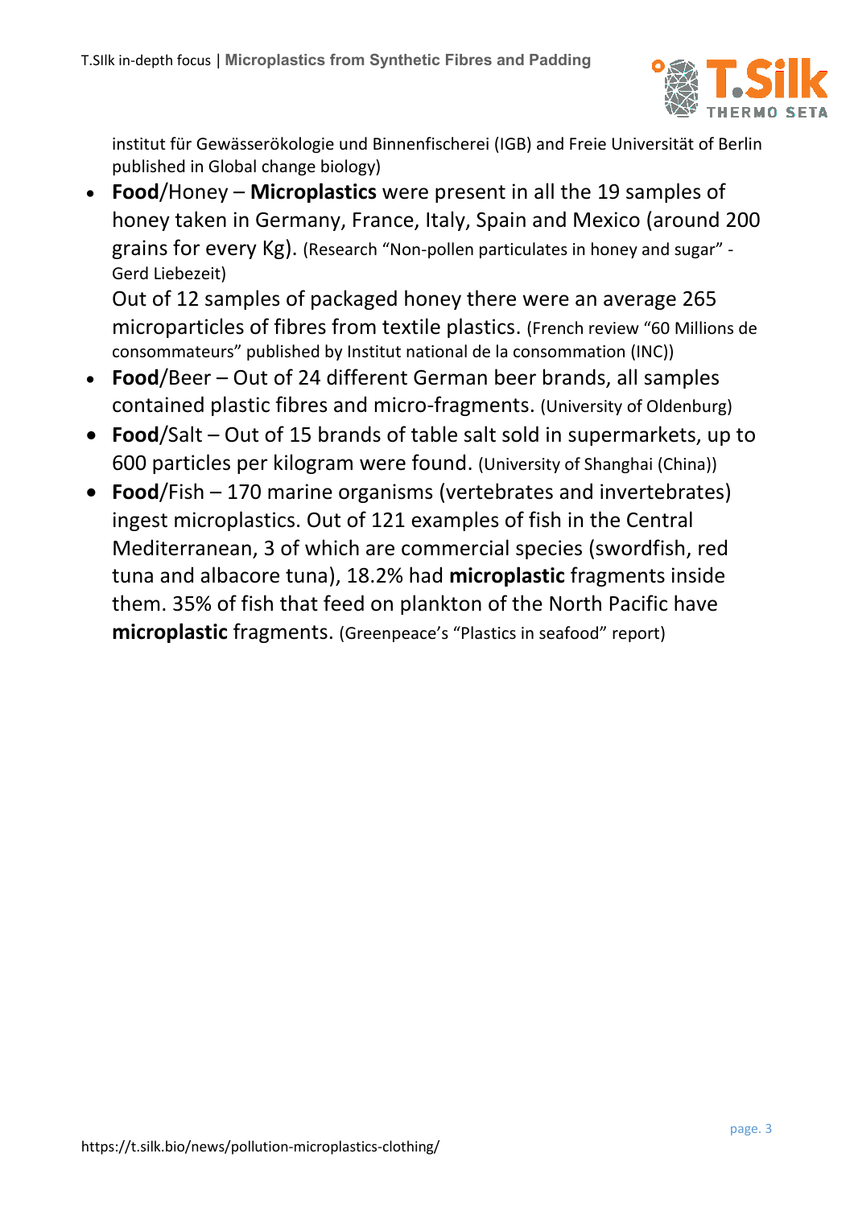institut für Gewässerökologie und Binnenfischerei (IGB) and Freie Universität of Berlin published in Global change biology)

- **Food**/Honey – **Microplastics** were present in all the 19 samples of honey taken in Germany, France, Italy, Spain and Mexico (around 200 grains for every Kg). (Research “Non-pollen particulates in honey and sugar” - Gerd Liebezeit)
  Out of 12 samples of packaged honey there were an average 265 microparticles of fibres from textile plastics. (French review “60 Millions de consommateurs” published by Institut national de la consommation (INC))
- **Food**/Beer – Out of 24 different German beer brands, all samples contained plastic fibres and micro-fragments. (University of Oldenburg)
- **Food**/Salt – Out of 15 brands of table salt sold in supermarkets, up to 600 particles per kilogram were found. (University of Shanghai (China))
- **Food**/Fish – 170 marine organisms (vertebrates and invertebrates) ingest microplastics. Out of 121 examples of fish in the Central Mediterranean, 3 of which are commercial species (swordfish, red tuna and albacore tuna), 18.2% had **microplastic** fragments inside them. 35% of fish that feed on plankton of the North Pacific have **microplastic** fragments. (Greenpeace’s “Plastics in seafood” report)